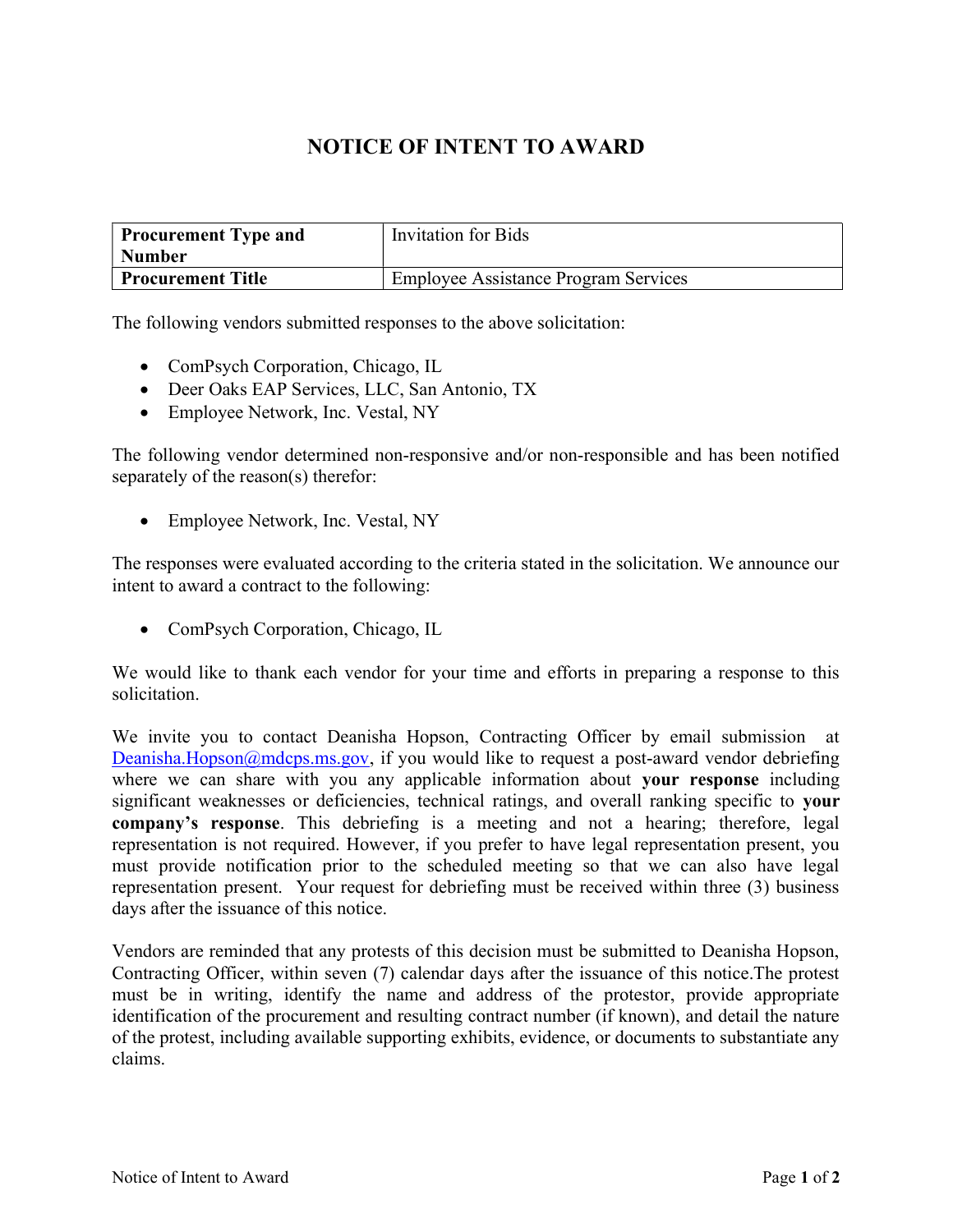# NOTICE OF INTENT TO AWARD

| **Procurement Type and Number** | Invitation for Bids |
|---|---|
| **Procurement Title** | Employee Assistance Program Services |

The following vendors submitted responses to the above solicitation:

- ComPsych Corporation, Chicago, IL
- Deer Oaks EAP Services, LLC, San Antonio, TX
- Employee Network, Inc. Vestal, NY

The following vendor determined non-responsive and/or non-responsible and has been notified separately of the reason(s) therefor:

- Employee Network, Inc. Vestal, NY

The responses were evaluated according to the criteria stated in the solicitation. We announce our intent to award a contract to the following:

- ComPsych Corporation, Chicago, IL

We would like to thank each vendor for your time and efforts in preparing a response to this solicitation.

We invite you to contact Deanisha Hopson, Contracting Officer by email submission at Deanisha.Hopson@mdcps.ms.gov, if you would like to request a post-award vendor debriefing where we can share with you any applicable information about **your response** including significant weaknesses or deficiencies, technical ratings, and overall ranking specific to **your company's response**. This debriefing is a meeting and not a hearing; therefore, legal representation is not required. However, if you prefer to have legal representation present, you must provide notification prior to the scheduled meeting so that we can also have legal representation present. Your request for debriefing must be received within three (3) business days after the issuance of this notice.

Vendors are reminded that any protests of this decision must be submitted to Deanisha Hopson, Contracting Officer, within seven (7) calendar days after the issuance of this notice.The protest must be in writing, identify the name and address of the protestor, provide appropriate identification of the procurement and resulting contract number (if known), and detail the nature of the protest, including available supporting exhibits, evidence, or documents to substantiate any claims.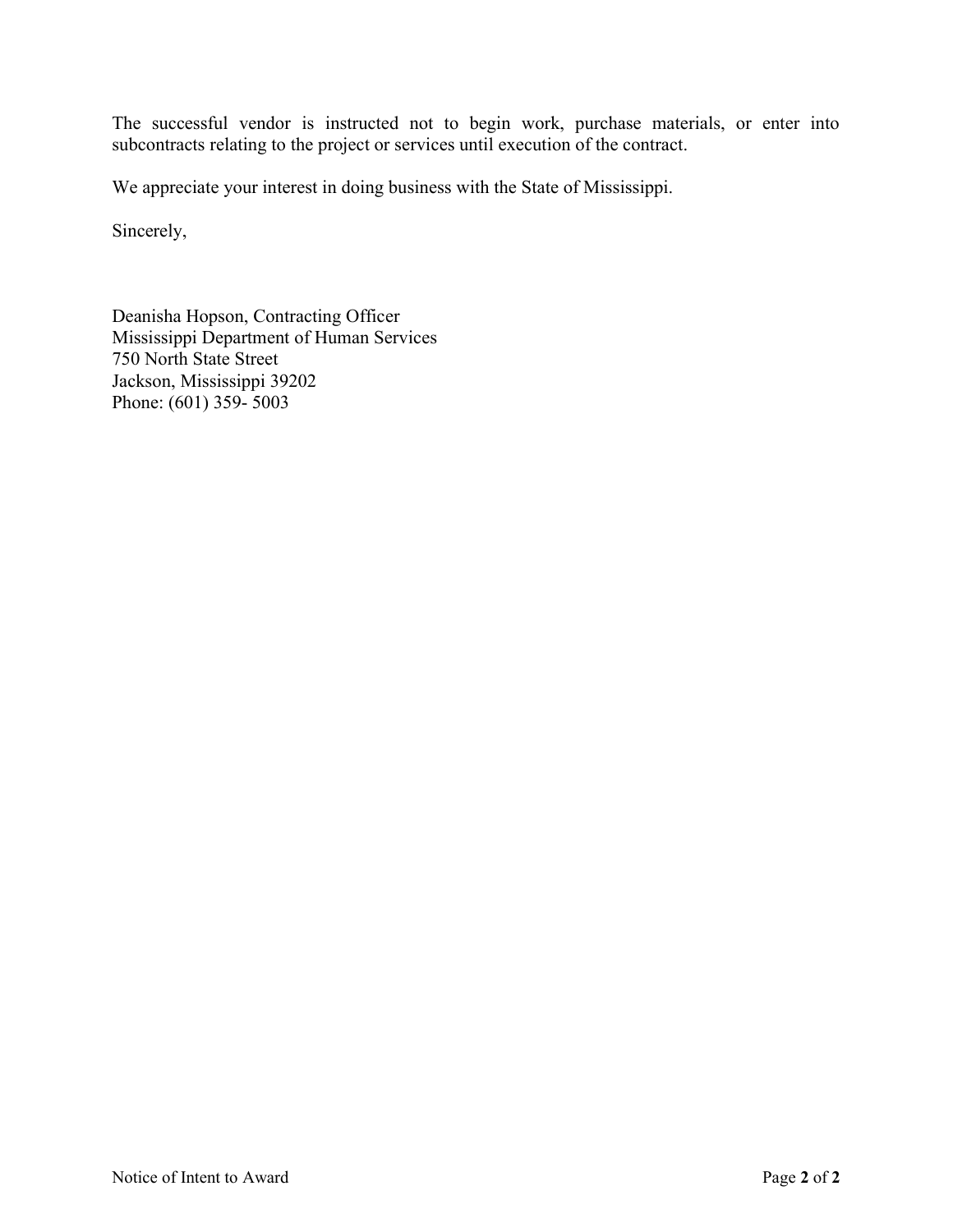The successful vendor is instructed not to begin work, purchase materials, or enter into subcontracts relating to the project or services until execution of the contract.

We appreciate your interest in doing business with the State of Mississippi.

Sincerely,

Deanisha Hopson, Contracting Officer
Mississippi Department of Human Services
750 North State Street
Jackson, Mississippi 39202
Phone: (601) 359- 5003